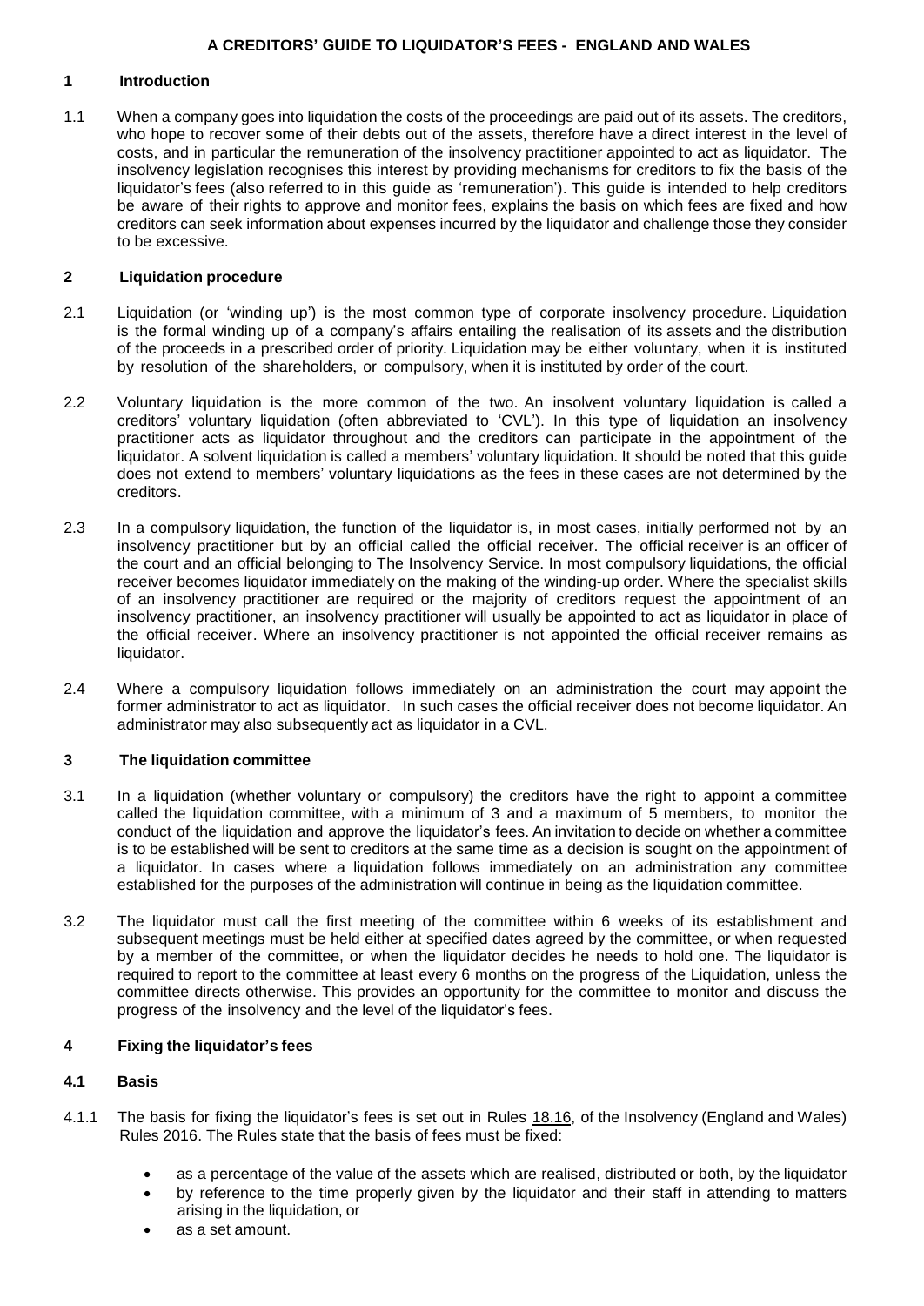# A CREDITORS' GUIDE TO LIQUIDATOR'S FEES - ENGLAND AND WALES

## 1 Introduction

1.1 When a company goes into liquidation the costs of the proceedings are paid out of its assets. The creditors, who hope to recover some of their debts out of the assets, therefore have a direct interest in the level of costs, and in particular the remuneration of the insolvency practitioner appointed to act as liquidator. The insolvency legislation recognises this interest by providing mechanisms for creditors to fix the basis of the liquidator's fees (also referred to in this guide as 'remuneration'). This guide is intended to help creditors be aware of their rights to approve and monitor fees, explains the basis on which fees are fixed and how creditors can seek information about expenses incurred by the liquidator and challenge those they consider to be excessive.

## 2 Liquidation procedure

2.1 Liquidation (or 'winding up') is the most common type of corporate insolvency procedure. Liquidation is the formal winding up of a company's affairs entailing the realisation of its assets and the distribution of the proceeds in a prescribed order of priority. Liquidation may be either voluntary, when it is instituted by resolution of the shareholders, or compulsory, when it is instituted by order of the court.

2.2 Voluntary liquidation is the more common of the two. An insolvent voluntary liquidation is called a creditors' voluntary liquidation (often abbreviated to 'CVL'). In this type of liquidation an insolvency practitioner acts as liquidator throughout and the creditors can participate in the appointment of the liquidator. A solvent liquidation is called a members' voluntary liquidation. It should be noted that this guide does not extend to members' voluntary liquidations as the fees in these cases are not determined by the creditors.

2.3 In a compulsory liquidation, the function of the liquidator is, in most cases, initially performed not by an insolvency practitioner but by an official called the official receiver. The official receiver is an officer of the court and an official belonging to The Insolvency Service. In most compulsory liquidations, the official receiver becomes liquidator immediately on the making of the winding-up order. Where the specialist skills of an insolvency practitioner are required or the majority of creditors request the appointment of an insolvency practitioner, an insolvency practitioner will usually be appointed to act as liquidator in place of the official receiver. Where an insolvency practitioner is not appointed the official receiver remains as liquidator.

2.4 Where a compulsory liquidation follows immediately on an administration the court may appoint the former administrator to act as liquidator. In such cases the official receiver does not become liquidator. An administrator may also subsequently act as liquidator in a CVL.

## 3 The liquidation committee

3.1 In a liquidation (whether voluntary or compulsory) the creditors have the right to appoint a committee called the liquidation committee, with a minimum of 3 and a maximum of 5 members, to monitor the conduct of the liquidation and approve the liquidator's fees. An invitation to decide on whether a committee is to be established will be sent to creditors at the same time as a decision is sought on the appointment of a liquidator. In cases where a liquidation follows immediately on an administration any committee established for the purposes of the administration will continue in being as the liquidation committee.

3.2 The liquidator must call the first meeting of the committee within 6 weeks of its establishment and subsequent meetings must be held either at specified dates agreed by the committee, or when requested by a member of the committee, or when the liquidator decides he needs to hold one. The liquidator is required to report to the committee at least every 6 months on the progress of the Liquidation, unless the committee directs otherwise. This provides an opportunity for the committee to monitor and discuss the progress of the insolvency and the level of the liquidator's fees.

## 4 Fixing the liquidator's fees

### 4.1 Basis

4.1.1 The basis for fixing the liquidator's fees is set out in Rules 18.16, of the Insolvency (England and Wales) Rules 2016. The Rules state that the basis of fees must be fixed:

- as a percentage of the value of the assets which are realised, distributed or both, by the liquidator
- by reference to the time properly given by the liquidator and their staff in attending to matters arising in the liquidation, or
- as a set amount.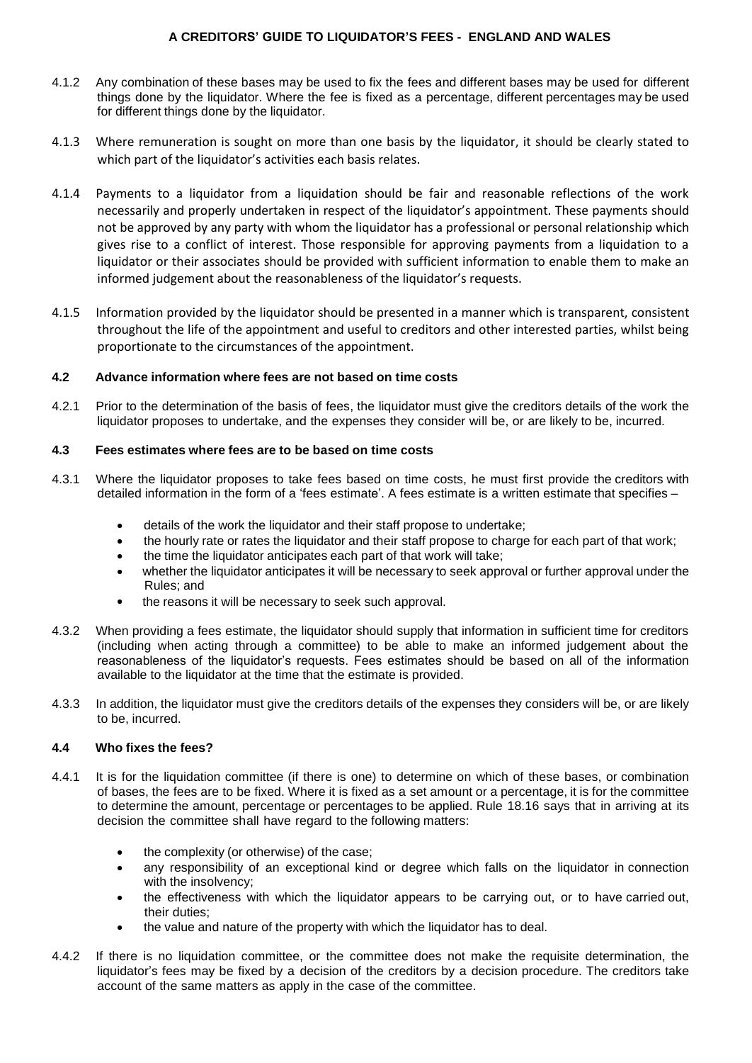4.1.2 Any combination of these bases may be used to fix the fees and different bases may be used for different things done by the liquidator. Where the fee is fixed as a percentage, different percentages may be used for different things done by the liquidator.

4.1.3 Where remuneration is sought on more than one basis by the liquidator, it should be clearly stated to which part of the liquidator's activities each basis relates.

4.1.4 Payments to a liquidator from a liquidation should be fair and reasonable reflections of the work necessarily and properly undertaken in respect of the liquidator's appointment. These payments should not be approved by any party with whom the liquidator has a professional or personal relationship which gives rise to a conflict of interest. Those responsible for approving payments from a liquidation to a liquidator or their associates should be provided with sufficient information to enable them to make an informed judgement about the reasonableness of the liquidator's requests.

4.1.5 Information provided by the liquidator should be presented in a manner which is transparent, consistent throughout the life of the appointment and useful to creditors and other interested parties, whilst being proportionate to the circumstances of the appointment.

### 4.2 Advance information where fees are not based on time costs

4.2.1 Prior to the determination of the basis of fees, the liquidator must give the creditors details of the work the liquidator proposes to undertake, and the expenses they consider will be, or are likely to be, incurred.

### 4.3 Fees estimates where fees are to be based on time costs

4.3.1 Where the liquidator proposes to take fees based on time costs, he must first provide the creditors with detailed information in the form of a 'fees estimate'. A fees estimate is a written estimate that specifies –

- details of the work the liquidator and their staff propose to undertake;
- the hourly rate or rates the liquidator and their staff propose to charge for each part of that work;
- the time the liquidator anticipates each part of that work will take;
- whether the liquidator anticipates it will be necessary to seek approval or further approval under the Rules; and
- the reasons it will be necessary to seek such approval.

4.3.2 When providing a fees estimate, the liquidator should supply that information in sufficient time for creditors (including when acting through a committee) to be able to make an informed judgement about the reasonableness of the liquidator's requests. Fees estimates should be based on all of the information available to the liquidator at the time that the estimate is provided.

4.3.3 In addition, the liquidator must give the creditors details of the expenses they considers will be, or are likely to be, incurred.

### 4.4 Who fixes the fees?

4.4.1 It is for the liquidation committee (if there is one) to determine on which of these bases, or combination of bases, the fees are to be fixed. Where it is fixed as a set amount or a percentage, it is for the committee to determine the amount, percentage or percentages to be applied. Rule 18.16 says that in arriving at its decision the committee shall have regard to the following matters:

- the complexity (or otherwise) of the case;
- any responsibility of an exceptional kind or degree which falls on the liquidator in connection with the insolvency;
- the effectiveness with which the liquidator appears to be carrying out, or to have carried out, their duties;
- the value and nature of the property with which the liquidator has to deal.

4.4.2 If there is no liquidation committee, or the committee does not make the requisite determination, the liquidator's fees may be fixed by a decision of the creditors by a decision procedure. The creditors take account of the same matters as apply in the case of the committee.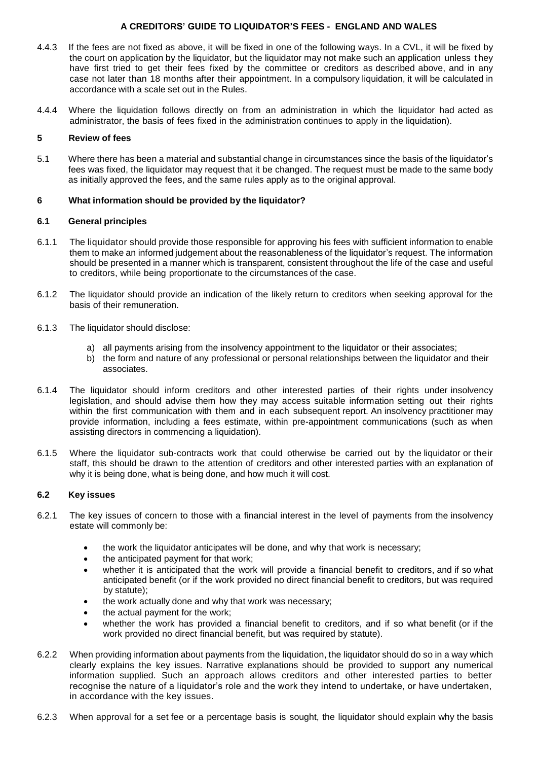4.4.3 If the fees are not fixed as above, it will be fixed in one of the following ways. In a CVL, it will be fixed by the court on application by the liquidator, but the liquidator may not make such an application unless they have first tried to get their fees fixed by the committee or creditors as described above, and in any case not later than 18 months after their appointment. In a compulsory liquidation, it will be calculated in accordance with a scale set out in the Rules.

4.4.4 Where the liquidation follows directly on from an administration in which the liquidator had acted as administrator, the basis of fees fixed in the administration continues to apply in the liquidation).

## 5 Review of fees

5.1 Where there has been a material and substantial change in circumstances since the basis of the liquidator's fees was fixed, the liquidator may request that it be changed. The request must be made to the same body as initially approved the fees, and the same rules apply as to the original approval.

## 6 What information should be provided by the liquidator?

### 6.1 General principles

6.1.1 The liquidator should provide those responsible for approving his fees with sufficient information to enable them to make an informed judgement about the reasonableness of the liquidator's request. The information should be presented in a manner which is transparent, consistent throughout the life of the case and useful to creditors, while being proportionate to the circumstances of the case.

6.1.2 The liquidator should provide an indication of the likely return to creditors when seeking approval for the basis of their remuneration.

6.1.3 The liquidator should disclose:

a) all payments arising from the insolvency appointment to the liquidator or their associates;
b) the form and nature of any professional or personal relationships between the liquidator and their associates.

6.1.4 The liquidator should inform creditors and other interested parties of their rights under insolvency legislation, and should advise them how they may access suitable information setting out their rights within the first communication with them and in each subsequent report. An insolvency practitioner may provide information, including a fees estimate, within pre-appointment communications (such as when assisting directors in commencing a liquidation).

6.1.5 Where the liquidator sub-contracts work that could otherwise be carried out by the liquidator or their staff, this should be drawn to the attention of creditors and other interested parties with an explanation of why it is being done, what is being done, and how much it will cost.

### 6.2 Key issues

6.2.1 The key issues of concern to those with a financial interest in the level of payments from the insolvency estate will commonly be:

- the work the liquidator anticipates will be done, and why that work is necessary;
- the anticipated payment for that work;
- whether it is anticipated that the work will provide a financial benefit to creditors, and if so what anticipated benefit (or if the work provided no direct financial benefit to creditors, but was required by statute);
- the work actually done and why that work was necessary;
- the actual payment for the work;
- whether the work has provided a financial benefit to creditors, and if so what benefit (or if the work provided no direct financial benefit, but was required by statute).

6.2.2 When providing information about payments from the liquidation, the liquidator should do so in a way which clearly explains the key issues. Narrative explanations should be provided to support any numerical information supplied. Such an approach allows creditors and other interested parties to better recognise the nature of a liquidator's role and the work they intend to undertake, or have undertaken, in accordance with the key issues.

6.2.3 When approval for a set fee or a percentage basis is sought, the liquidator should explain why the basis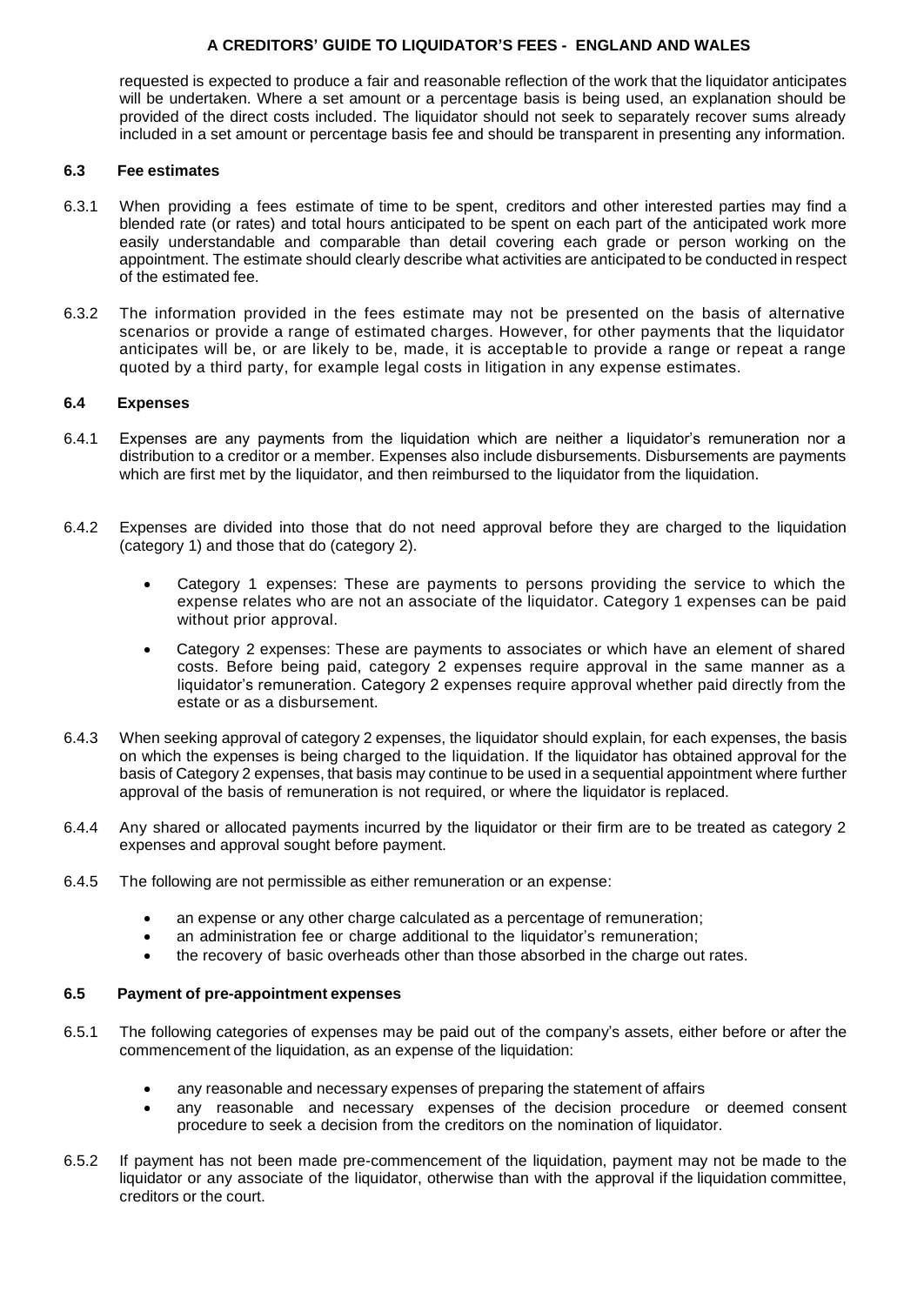requested is expected to produce a fair and reasonable reflection of the work that the liquidator anticipates will be undertaken. Where a set amount or a percentage basis is being used, an explanation should be provided of the direct costs included. The liquidator should not seek to separately recover sums already included in a set amount or percentage basis fee and should be transparent in presenting any information.

### 6.3 Fee estimates

6.3.1 When providing a fees estimate of time to be spent, creditors and other interested parties may find a blended rate (or rates) and total hours anticipated to be spent on each part of the anticipated work more easily understandable and comparable than detail covering each grade or person working on the appointment. The estimate should clearly describe what activities are anticipated to be conducted in respect of the estimated fee.

6.3.2 The information provided in the fees estimate may not be presented on the basis of alternative scenarios or provide a range of estimated charges. However, for other payments that the liquidator anticipates will be, or are likely to be, made, it is acceptable to provide a range or repeat a range quoted by a third party, for example legal costs in litigation in any expense estimates.

### 6.4 Expenses

6.4.1 Expenses are any payments from the liquidation which are neither a liquidator's remuneration nor a distribution to a creditor or a member. Expenses also include disbursements. Disbursements are payments which are first met by the liquidator, and then reimbursed to the liquidator from the liquidation.

6.4.2 Expenses are divided into those that do not need approval before they are charged to the liquidation (category 1) and those that do (category 2).

- Category 1 expenses: These are payments to persons providing the service to which the expense relates who are not an associate of the liquidator. Category 1 expenses can be paid without prior approval.
- Category 2 expenses: These are payments to associates or which have an element of shared costs. Before being paid, category 2 expenses require approval in the same manner as a liquidator's remuneration. Category 2 expenses require approval whether paid directly from the estate or as a disbursement.

6.4.3 When seeking approval of category 2 expenses, the liquidator should explain, for each expenses, the basis on which the expenses is being charged to the liquidation. If the liquidator has obtained approval for the basis of Category 2 expenses, that basis may continue to be used in a sequential appointment where further approval of the basis of remuneration is not required, or where the liquidator is replaced.

6.4.4 Any shared or allocated payments incurred by the liquidator or their firm are to be treated as category 2 expenses and approval sought before payment.

6.4.5 The following are not permissible as either remuneration or an expense:

- an expense or any other charge calculated as a percentage of remuneration;
- an administration fee or charge additional to the liquidator's remuneration;
- the recovery of basic overheads other than those absorbed in the charge out rates.

### 6.5 Payment of pre-appointment expenses

6.5.1 The following categories of expenses may be paid out of the company's assets, either before or after the commencement of the liquidation, as an expense of the liquidation:

- any reasonable and necessary expenses of preparing the statement of affairs
- any reasonable and necessary expenses of the decision procedure or deemed consent procedure to seek a decision from the creditors on the nomination of liquidator.

6.5.2 If payment has not been made pre-commencement of the liquidation, payment may not be made to the liquidator or any associate of the liquidator, otherwise than with the approval if the liquidation committee, creditors or the court.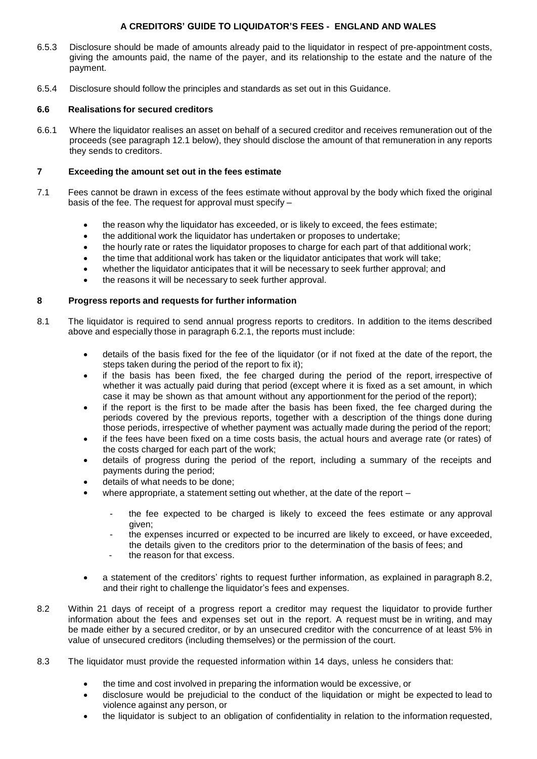6.5.3 Disclosure should be made of amounts already paid to the liquidator in respect of pre-appointment costs, giving the amounts paid, the name of the payer, and its relationship to the estate and the nature of the payment.

6.5.4 Disclosure should follow the principles and standards as set out in this Guidance.

### 6.6 Realisations for secured creditors

6.6.1 Where the liquidator realises an asset on behalf of a secured creditor and receives remuneration out of the proceeds (see paragraph 12.1 below), they should disclose the amount of that remuneration in any reports they sends to creditors.

## 7 Exceeding the amount set out in the fees estimate

7.1 Fees cannot be drawn in excess of the fees estimate without approval by the body which fixed the original basis of the fee. The request for approval must specify –

- the reason why the liquidator has exceeded, or is likely to exceed, the fees estimate;
- the additional work the liquidator has undertaken or proposes to undertake;
- the hourly rate or rates the liquidator proposes to charge for each part of that additional work;
- the time that additional work has taken or the liquidator anticipates that work will take;
- whether the liquidator anticipates that it will be necessary to seek further approval; and
- the reasons it will be necessary to seek further approval.

## 8 Progress reports and requests for further information

8.1 The liquidator is required to send annual progress reports to creditors. In addition to the items described above and especially those in paragraph 6.2.1, the reports must include:

- details of the basis fixed for the fee of the liquidator (or if not fixed at the date of the report, the steps taken during the period of the report to fix it);
- if the basis has been fixed, the fee charged during the period of the report, irrespective of whether it was actually paid during that period (except where it is fixed as a set amount, in which case it may be shown as that amount without any apportionment for the period of the report);
- if the report is the first to be made after the basis has been fixed, the fee charged during the periods covered by the previous reports, together with a description of the things done during those periods, irrespective of whether payment was actually made during the period of the report;
- if the fees have been fixed on a time costs basis, the actual hours and average rate (or rates) of the costs charged for each part of the work;
- details of progress during the period of the report, including a summary of the receipts and payments during the period;
- details of what needs to be done;
- where appropriate, a statement setting out whether, at the date of the report –
    - the fee expected to be charged is likely to exceed the fees estimate or any approval given;
    - the expenses incurred or expected to be incurred are likely to exceed, or have exceeded, the details given to the creditors prior to the determination of the basis of fees; and
    - the reason for that excess.
- a statement of the creditors' rights to request further information, as explained in paragraph 8.2, and their right to challenge the liquidator's fees and expenses.

8.2 Within 21 days of receipt of a progress report a creditor may request the liquidator to provide further information about the fees and expenses set out in the report. A request must be in writing, and may be made either by a secured creditor, or by an unsecured creditor with the concurrence of at least 5% in value of unsecured creditors (including themselves) or the permission of the court.

8.3 The liquidator must provide the requested information within 14 days, unless he considers that:

- the time and cost involved in preparing the information would be excessive, or
- disclosure would be prejudicial to the conduct of the liquidation or might be expected to lead to violence against any person, or
- the liquidator is subject to an obligation of confidentiality in relation to the information requested,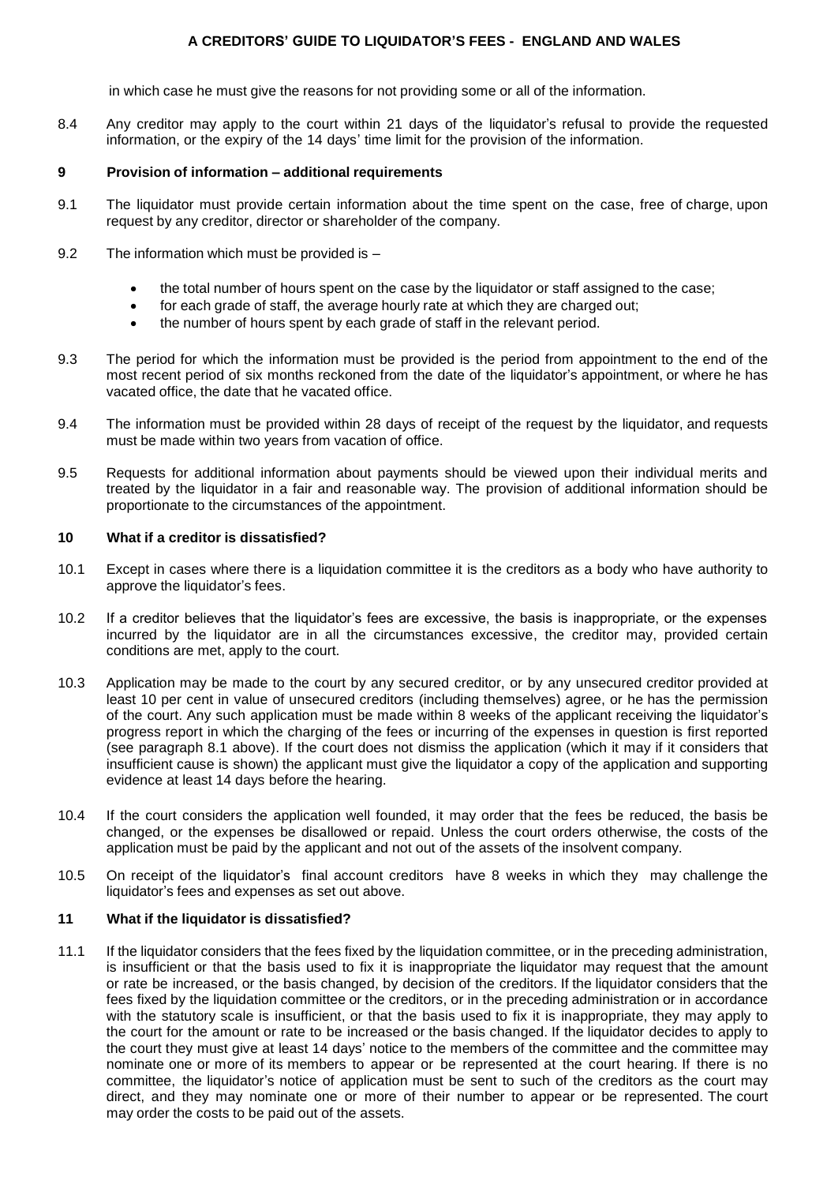in which case he must give the reasons for not providing some or all of the information.

8.4 Any creditor may apply to the court within 21 days of the liquidator's refusal to provide the requested information, or the expiry of the 14 days' time limit for the provision of the information.

## 9 Provision of information – additional requirements

9.1 The liquidator must provide certain information about the time spent on the case, free of charge, upon request by any creditor, director or shareholder of the company.

9.2 The information which must be provided is –

- the total number of hours spent on the case by the liquidator or staff assigned to the case;
- for each grade of staff, the average hourly rate at which they are charged out;
- the number of hours spent by each grade of staff in the relevant period.

9.3 The period for which the information must be provided is the period from appointment to the end of the most recent period of six months reckoned from the date of the liquidator's appointment, or where he has vacated office, the date that he vacated office.

9.4 The information must be provided within 28 days of receipt of the request by the liquidator, and requests must be made within two years from vacation of office.

9.5 Requests for additional information about payments should be viewed upon their individual merits and treated by the liquidator in a fair and reasonable way. The provision of additional information should be proportionate to the circumstances of the appointment.

## 10 What if a creditor is dissatisfied?

10.1 Except in cases where there is a liquidation committee it is the creditors as a body who have authority to approve the liquidator's fees.

10.2 If a creditor believes that the liquidator's fees are excessive, the basis is inappropriate, or the expenses incurred by the liquidator are in all the circumstances excessive, the creditor may, provided certain conditions are met, apply to the court.

10.3 Application may be made to the court by any secured creditor, or by any unsecured creditor provided at least 10 per cent in value of unsecured creditors (including themselves) agree, or he has the permission of the court. Any such application must be made within 8 weeks of the applicant receiving the liquidator's progress report in which the charging of the fees or incurring of the expenses in question is first reported (see paragraph 8.1 above). If the court does not dismiss the application (which it may if it considers that insufficient cause is shown) the applicant must give the liquidator a copy of the application and supporting evidence at least 14 days before the hearing.

10.4 If the court considers the application well founded, it may order that the fees be reduced, the basis be changed, or the expenses be disallowed or repaid. Unless the court orders otherwise, the costs of the application must be paid by the applicant and not out of the assets of the insolvent company.

10.5 On receipt of the liquidator's final account creditors have 8 weeks in which they may challenge the liquidator's fees and expenses as set out above.

## 11 What if the liquidator is dissatisfied?

11.1 If the liquidator considers that the fees fixed by the liquidation committee, or in the preceding administration, is insufficient or that the basis used to fix it is inappropriate the liquidator may request that the amount or rate be increased, or the basis changed, by decision of the creditors. If the liquidator considers that the fees fixed by the liquidation committee or the creditors, or in the preceding administration or in accordance with the statutory scale is insufficient, or that the basis used to fix it is inappropriate, they may apply to the court for the amount or rate to be increased or the basis changed. If the liquidator decides to apply to the court they must give at least 14 days' notice to the members of the committee and the committee may nominate one or more of its members to appear or be represented at the court hearing. If there is no committee, the liquidator's notice of application must be sent to such of the creditors as the court may direct, and they may nominate one or more of their number to appear or be represented. The court may order the costs to be paid out of the assets.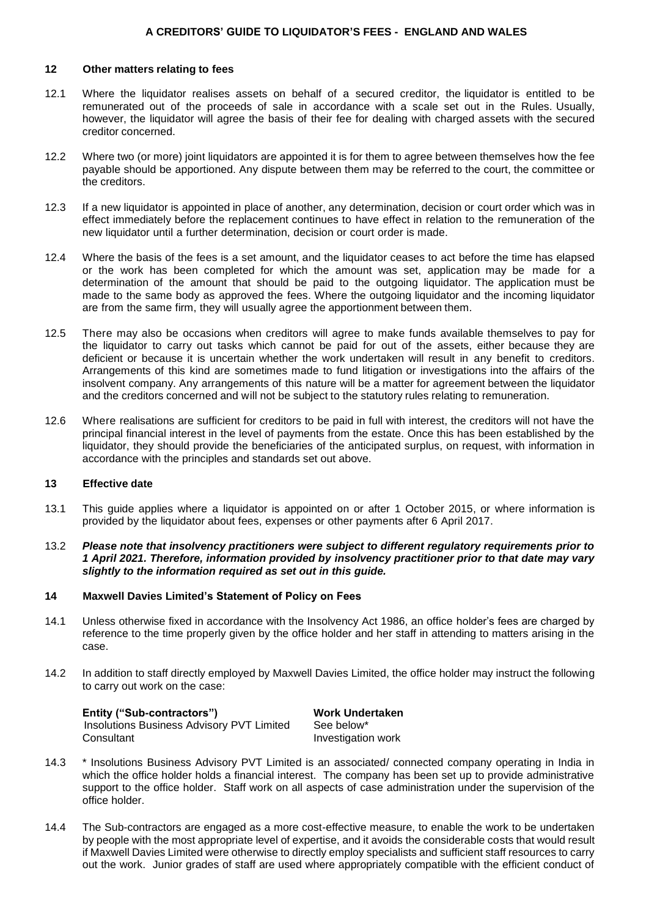## 12 Other matters relating to fees

12.1 Where the liquidator realises assets on behalf of a secured creditor, the liquidator is entitled to be remunerated out of the proceeds of sale in accordance with a scale set out in the Rules. Usually, however, the liquidator will agree the basis of their fee for dealing with charged assets with the secured creditor concerned.

12.2 Where two (or more) joint liquidators are appointed it is for them to agree between themselves how the fee payable should be apportioned. Any dispute between them may be referred to the court, the committee or the creditors.

12.3 If a new liquidator is appointed in place of another, any determination, decision or court order which was in effect immediately before the replacement continues to have effect in relation to the remuneration of the new liquidator until a further determination, decision or court order is made.

12.4 Where the basis of the fees is a set amount, and the liquidator ceases to act before the time has elapsed or the work has been completed for which the amount was set, application may be made for a determination of the amount that should be paid to the outgoing liquidator. The application must be made to the same body as approved the fees. Where the outgoing liquidator and the incoming liquidator are from the same firm, they will usually agree the apportionment between them.

12.5 There may also be occasions when creditors will agree to make funds available themselves to pay for the liquidator to carry out tasks which cannot be paid for out of the assets, either because they are deficient or because it is uncertain whether the work undertaken will result in any benefit to creditors. Arrangements of this kind are sometimes made to fund litigation or investigations into the affairs of the insolvent company. Any arrangements of this nature will be a matter for agreement between the liquidator and the creditors concerned and will not be subject to the statutory rules relating to remuneration.

12.6 Where realisations are sufficient for creditors to be paid in full with interest, the creditors will not have the principal financial interest in the level of payments from the estate. Once this has been established by the liquidator, they should provide the beneficiaries of the anticipated surplus, on request, with information in accordance with the principles and standards set out above.

## 13 Effective date

13.1 This guide applies where a liquidator is appointed on or after 1 October 2015, or where information is provided by the liquidator about fees, expenses or other payments after 6 April 2017.

13.2 ***Please note that insolvency practitioners were subject to different regulatory requirements prior to 1 April 2021. Therefore, information provided by insolvency practitioner prior to that date may vary slightly to the information required as set out in this guide.***

## 14 Maxwell Davies Limited's Statement of Policy on Fees

14.1 Unless otherwise fixed in accordance with the Insolvency Act 1986, an office holder's fees are charged by reference to the time properly given by the office holder and her staff in attending to matters arising in the case.

14.2 In addition to staff directly employed by Maxwell Davies Limited, the office holder may instruct the following to carry out work on the case:

| Entity ("Sub-contractors") | Work Undertaken |
|---|---|
| Insolutions Business Advisory PVT Limited | See below* |
| Consultant | Investigation work |

14.3 * Insolutions Business Advisory PVT Limited is an associated/ connected company operating in India in which the office holder holds a financial interest. The company has been set up to provide administrative support to the office holder. Staff work on all aspects of case administration under the supervision of the office holder.

14.4 The Sub-contractors are engaged as a more cost-effective measure, to enable the work to be undertaken by people with the most appropriate level of expertise, and it avoids the considerable costs that would result if Maxwell Davies Limited were otherwise to directly employ specialists and sufficient staff resources to carry out the work. Junior grades of staff are used where appropriately compatible with the efficient conduct of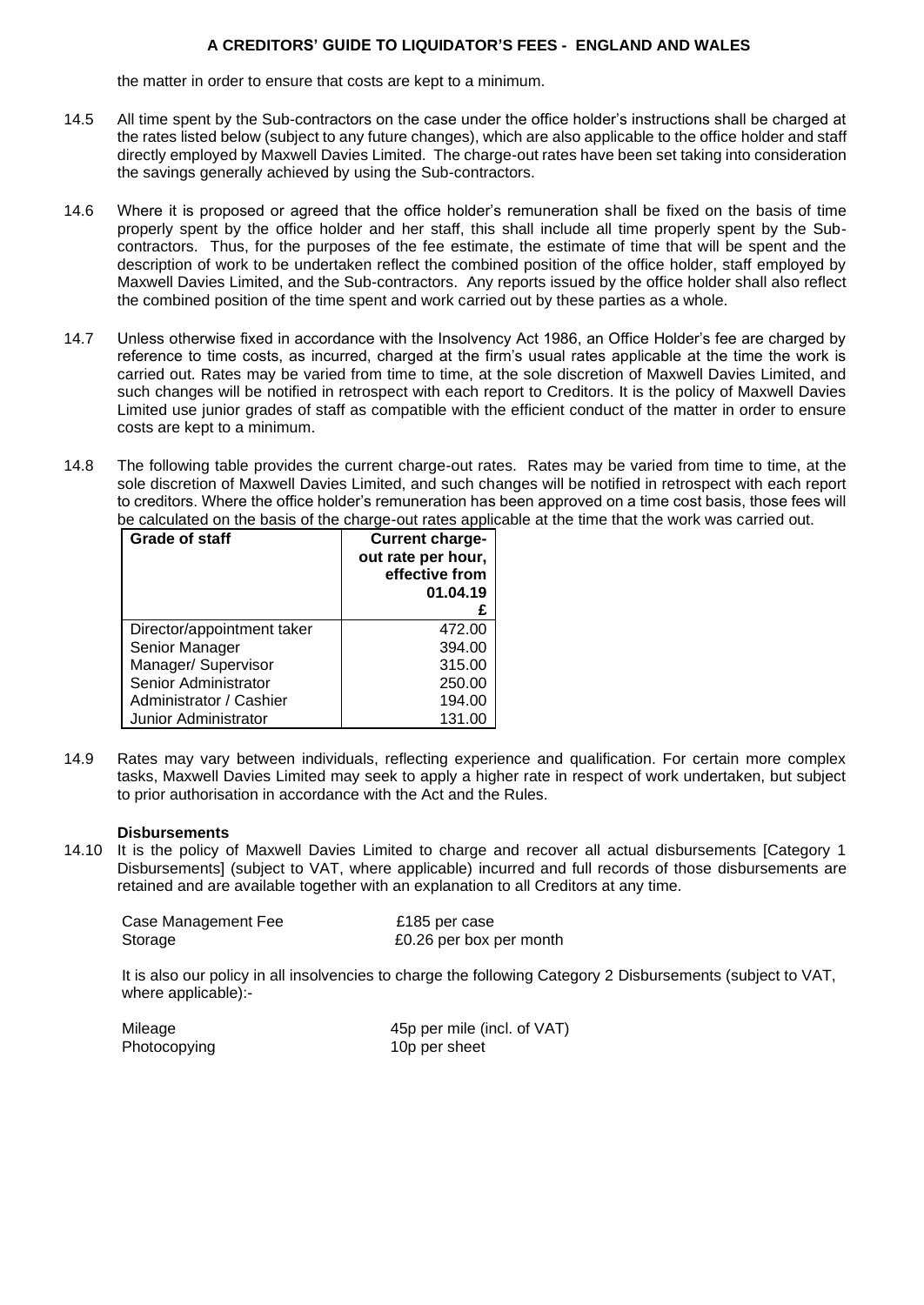the matter in order to ensure that costs are kept to a minimum.

14.5 All time spent by the Sub-contractors on the case under the office holder's instructions shall be charged at the rates listed below (subject to any future changes), which are also applicable to the office holder and staff directly employed by Maxwell Davies Limited. The charge-out rates have been set taking into consideration the savings generally achieved by using the Sub-contractors.

14.6 Where it is proposed or agreed that the office holder's remuneration shall be fixed on the basis of time properly spent by the office holder and her staff, this shall include all time properly spent by the Sub-contractors. Thus, for the purposes of the fee estimate, the estimate of time that will be spent and the description of work to be undertaken reflect the combined position of the office holder, staff employed by Maxwell Davies Limited, and the Sub-contractors. Any reports issued by the office holder shall also reflect the combined position of the time spent and work carried out by these parties as a whole.

14.7 Unless otherwise fixed in accordance with the Insolvency Act 1986, an Office Holder's fee are charged by reference to time costs, as incurred, charged at the firm's usual rates applicable at the time the work is carried out. Rates may be varied from time to time, at the sole discretion of Maxwell Davies Limited, and such changes will be notified in retrospect with each report to Creditors. It is the policy of Maxwell Davies Limited use junior grades of staff as compatible with the efficient conduct of the matter in order to ensure costs are kept to a minimum.

14.8 The following table provides the current charge-out rates. Rates may be varied from time to time, at the sole discretion of Maxwell Davies Limited, and such changes will be notified in retrospect with each report to creditors. Where the office holder's remuneration has been approved on a time cost basis, those fees will be calculated on the basis of the charge-out rates applicable at the time that the work was carried out.

| **Grade of staff** | **Current charge-out rate per hour, effective from 01.04.19 £** |
|---|---|
| Director/appointment taker | 472.00 |
| Senior Manager | 394.00 |
| Manager/ Supervisor | 315.00 |
| Senior Administrator | 250.00 |
| Administrator / Cashier | 194.00 |
| Junior Administrator | 131.00 |

14.9 Rates may vary between individuals, reflecting experience and qualification. For certain more complex tasks, Maxwell Davies Limited may seek to apply a higher rate in respect of work undertaken, but subject to prior authorisation in accordance with the Act and the Rules.

**Disbursements**

14.10 It is the policy of Maxwell Davies Limited to charge and recover all actual disbursements [Category 1 Disbursements] (subject to VAT, where applicable) incurred and full records of those disbursements are retained and are available together with an explanation to all Creditors at any time.

| | |
|---|---|
| Case Management Fee | £185 per case |
| Storage | £0.26 per box per month |

It is also our policy in all insolvencies to charge the following Category 2 Disbursements (subject to VAT, where applicable):-

| | |
|---|---|
| Mileage | 45p per mile (incl. of VAT) |
| Photocopying | 10p per sheet |